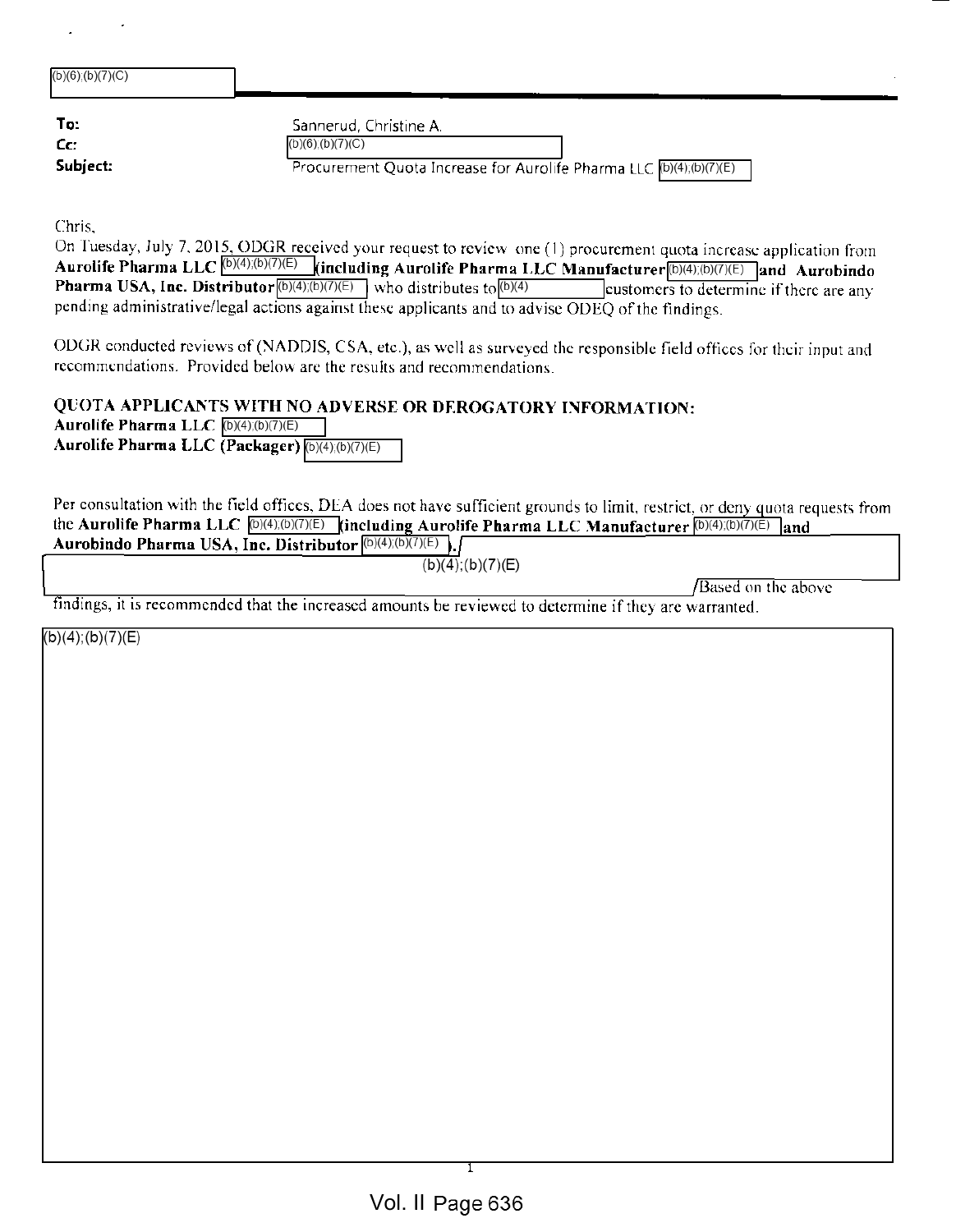(b)(6);(b)(7)(C)

**To:** Sannerud, Christine A.
**Cc:** (b)(6);(b)(7)(C)
**Subject:** Procurement Quota Increase for Aurolife Pharma LLC (b)(4);(b)(7)(E)

Chris,

On Tuesday, July 7, 2015, ODGR received your request to review one (1) procurement quota increase application from **Aurolife Pharma LLC** (b)(4);(b)(7)(E) **(including Aurolife Pharma LLC Manufacturer** (b)(4);(b)(7)(E) **and Aurobindo Pharma USA, Inc. Distributor** (b)(4);(b)(7)(E) who distributes to (b)(4) customers to determine if there are any pending administrative/legal actions against these applicants and to advise ODEQ of the findings.

ODGR conducted reviews of (NADDIS, CSA, etc.), as well as surveyed the responsible field offices for their input and recommendations. Provided below are the results and recommendations.

**QUOTA APPLICANTS WITH NO ADVERSE OR DEROGATORY INFORMATION:**
**Aurolife Pharma LLC** (b)(4);(b)(7)(E)
**Aurolife Pharma LLC (Packager)** (b)(4);(b)(7)(E)

Per consultation with the field offices, DEA does not have sufficient grounds to limit, restrict, or deny quota requests from the **Aurolife Pharma LLC** (b)(4);(b)(7)(E) **(including Aurolife Pharma LLC Manufacturer** (b)(4);(b)(7)(E) **and Aurobindo Pharma USA, Inc. Distributor** (b)(4);(b)(7)(E) **).** (b)(4);(b)(7)(E) Based on the above findings, it is recommended that the increased amounts be reviewed to determine if they are warranted.

(b)(4);(b)(7)(E)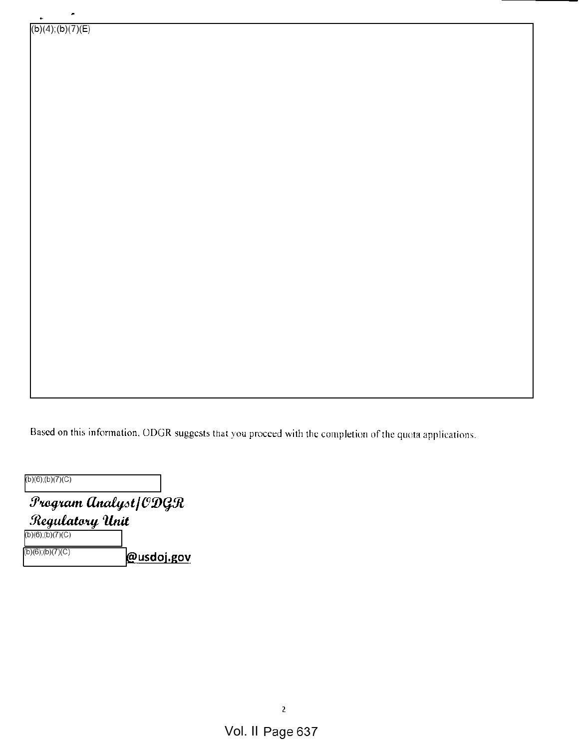(b)(4);(b)(7)(E)

Based on this information, ODGR suggests that you proceed with the completion of the quota applications.

(b)(6);(b)(7)(C)

*Program Analyst/ODGR*
*Regulatory Unit*
(b)(6);(b)(7)(C)
(b)(6);(b)(7)(C) @usdoj.gov

Vol. II Page 637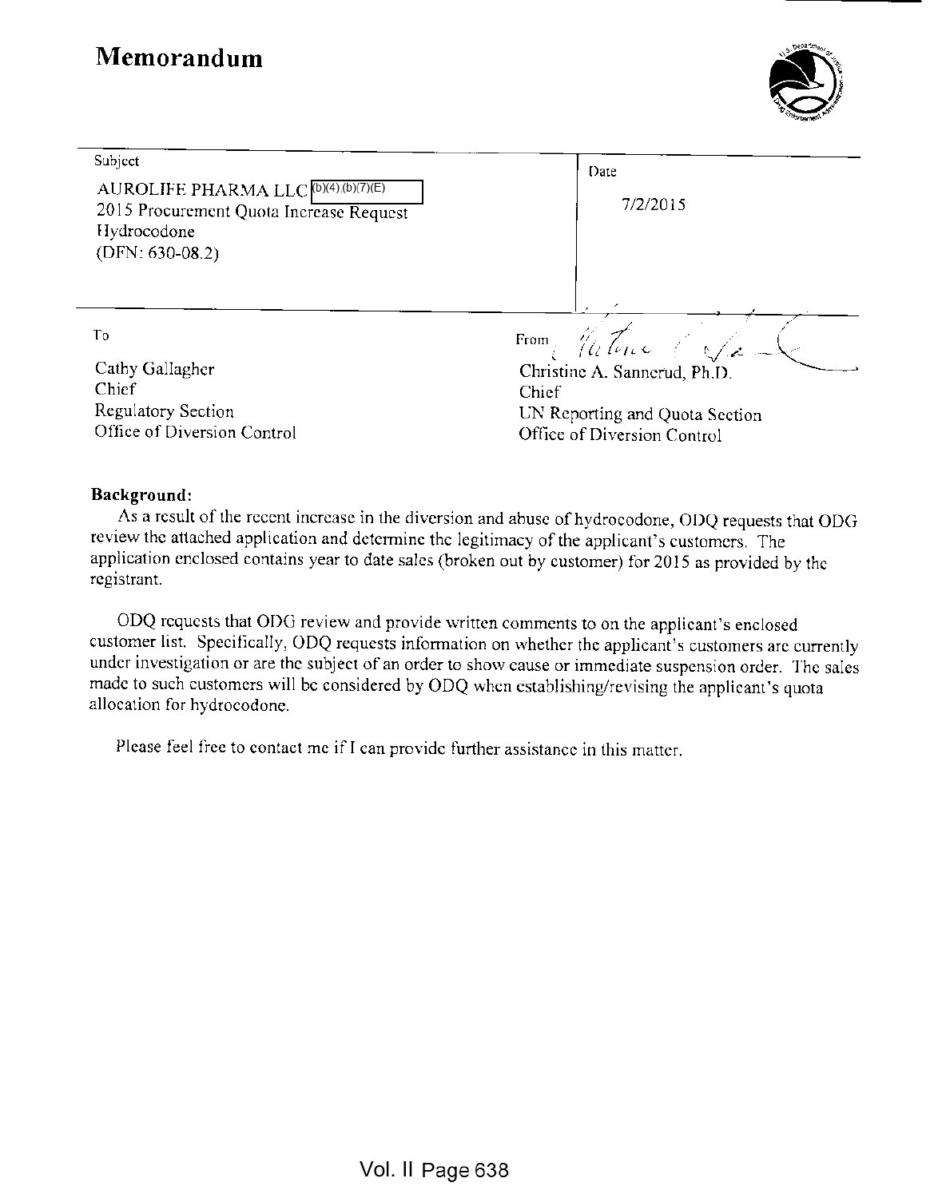# Memorandum

| Subject | Date |
| --- | --- |
| AUROLIFE PHARMA LLC (b)(4),(b)(7)(E)<br>2015 Procurement Quota Increase Request<br>Hydrocodone<br>(DFN: 630-08.2) | 7/2/2015 |

| To | From |
| --- | --- |
| Cathy Gallagher<br>Chief<br>Regulatory Section<br>Office of Diversion Control | Christine A. Sannerud, Ph.D.<br>Chief<br>UN Reporting and Quota Section<br>Office of Diversion Control |

**Background:**

As a result of the recent increase in the diversion and abuse of hydrocodone, ODQ requests that ODG review the attached application and determine the legitimacy of the applicant's customers. The application enclosed contains year to date sales (broken out by customer) for 2015 as provided by the registrant.

ODQ requests that ODG review and provide written comments to on the applicant's enclosed customer list. Specifically, ODQ requests information on whether the applicant's customers are currently under investigation or are the subject of an order to show cause or immediate suspension order. The sales made to such customers will be considered by ODQ when establishing/revising the applicant's quota allocation for hydrocodone.

Please feel free to contact me if I can provide further assistance in this matter.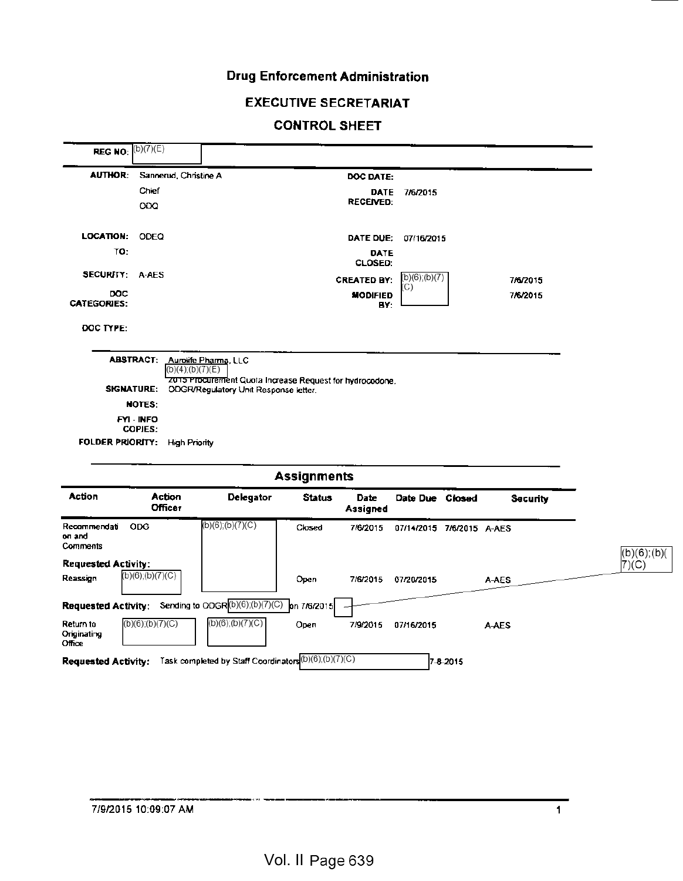# Drug Enforcement Administration

## EXECUTIVE SECRETARIAT

## CONTROL SHEET

**REG NO:** (b)(7)(E)

| | | | |
|---|---|---|---|
| **AUTHOR:** | Sannerud, Christine A<br>Chief<br>ODQ | **DOC DATE:** | |
| | | **DATE RECEIVED:** | 7/6/2015 |
| **LOCATION:** | ODEQ | **DATE DUE:** | 07/16/2015 |
| **TO:** | | **DATE CLOSED:** | |
| **SECURITY:** | A-AES | **CREATED BY:** | (b)(6);(b)(7)(C) 7/6/2015 |
| **DOC CATEGORIES:** | | **MODIFIED BY:** | 7/6/2015 |
| **DOC TYPE:** | | | |

**ABSTRACT:** Aurolife Pharma, LLC
(b)(4);(b)(7)(E)
2015 Procurement Quota Increase Request for hydrocodone.

**SIGNATURE:** ODGR/Regulatory Unit Response letter.

**NOTES:**

**FYI - INFO COPIES:**

**FOLDER PRIORITY:** High Priority

## Assignments

| Action | Action Officer | Delegator | Status | Date Assigned | Date Due | Closed | Security |
|---|---|---|---|---|---|---|---|
| Recommendation and Comments | ODG | (b)(6);(b)(7)(C) | Closed | 7/6/2015 | 07/14/2015 | 7/6/2015 | A-AES |
| **Requested Activity:** | | | | | | | |
| Reassign | (b)(6);(b)(7)(C) | | Open | 7/6/2015 | 07/20/2015 | | A-AES |
| **Requested Activity:** Sending to ODGR (b)(6);(b)(7)(C) on 7/6/2015 | | | | | | | |
| Return to Originating Office | (b)(6);(b)(7)(C) | (b)(6);(b)(7)(C) | Open | 7/9/2015 | 07/16/2015 | | A-AES |
| **Requested Activity:** Task completed by Staff Coordinators (b)(6);(b)(7)(C) 7-8-2015 | | | | | | | |

(b)(6);(b)(7)(C)

7/9/2015 10:09:07 AM

Vol. II Page 639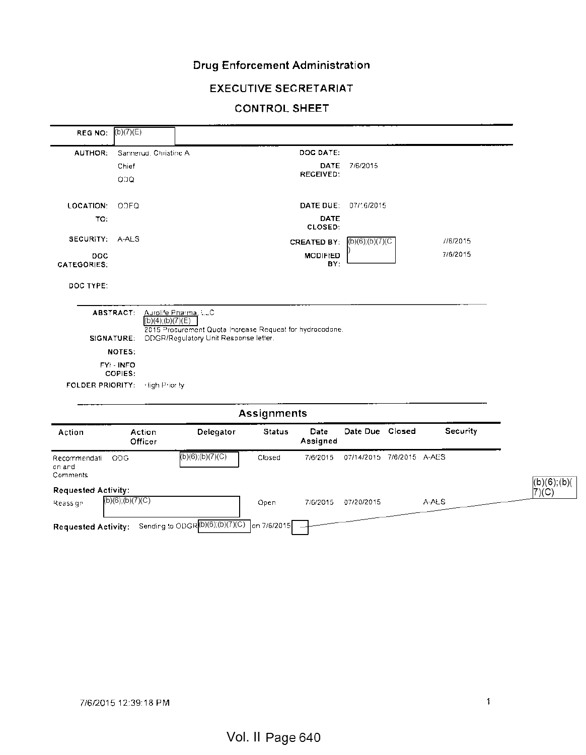# Drug Enforcement Administration

## EXECUTIVE SECRETARIAT

## CONTROL SHEET

**REG NO:** (b)(7)(E)

**AUTHOR:** Sannerud, Christine A
Chief
ODQ

**DOC DATE:**

**DATE RECEIVED:** 7/6/2015

**LOCATION:** ODFQ

**DATE DUE:** 07/16/2015

**TO:**

**DATE CLOSED:**

**SECURITY:** A-ALS

**CREATED BY:** (b)(6);(b)(7)(C) 7/6/2015

**MODIFIED BY:** 7/6/2015

**DOC CATEGORIES:**

**DOC TYPE:**

**ABSTRACT:** Aurolife Pharma, LLC
(b)(4);(b)(7)(E)
2015 Procurement Quota Increase Request for hydrocodone.

**SIGNATURE:** ODGR/Regulatory Unit Response letter.

**NOTES:**

**FYI - INFO COPIES:**

**FOLDER PRIORITY:** High Priority

## Assignments

| Action | Action Officer | Delegator | Status | Date Assigned | Date Due | Closed | Security |
|---|---|---|---|---|---|---|---|
| Recommendation and Comments | ODG | (b)(6);(b)(7)(C) | Closed | 7/6/2015 | 07/14/2015 | 7/6/2015 | A-AES |

**Requested Activity:**

| Action | Action Officer | Delegator | Status | Date Assigned | Date Due | Closed | Security |
|---|---|---|---|---|---|---|---|
| Reassign | (b)(6);(b)(7)(C) | | Open | 7/6/2015 | 07/20/2015 | | A-ALS |

**Requested Activity:** Sending to ODGR (b)(6);(b)(7)(C) on 7/6/2015 (b)(6);(b)(7)(C)

7/6/2015 12:39:18 PM

Vol. II Page 640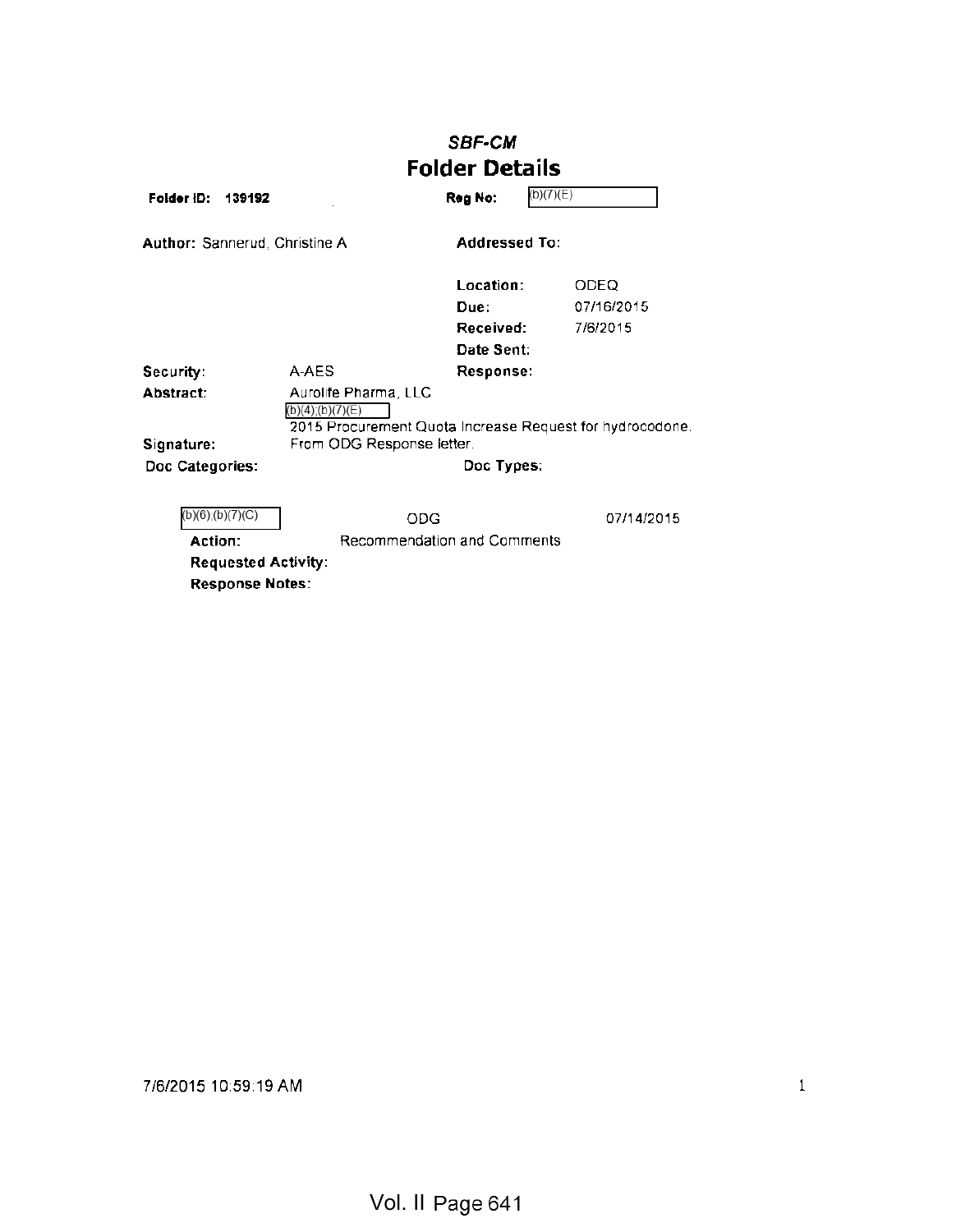*SBF-CM*

# Folder Details

**Folder ID:** 139192 **Reg No:** (b)(7)(E)

**Author:** Sannerud, Christine A **Addressed To:**

**Location:** ODEQ
**Due:** 07/16/2015
**Received:** 7/6/2015
**Date Sent:**

**Security:** A-AES **Response:**

**Abstract:** Aurolife Pharma, LLC
(b)(4);(b)(7)(E)
2015 Procurement Quota Increase Request for hydrocodone.

**Signature:** From ODG Response letter.

**Doc Categories:** **Doc Types:**

(b)(6);(b)(7)(C) ODG 07/14/2015

**Action:** Recommendation and Comments
**Requested Activity:**
**Response Notes:**

7/6/2015 10:59:19 AM